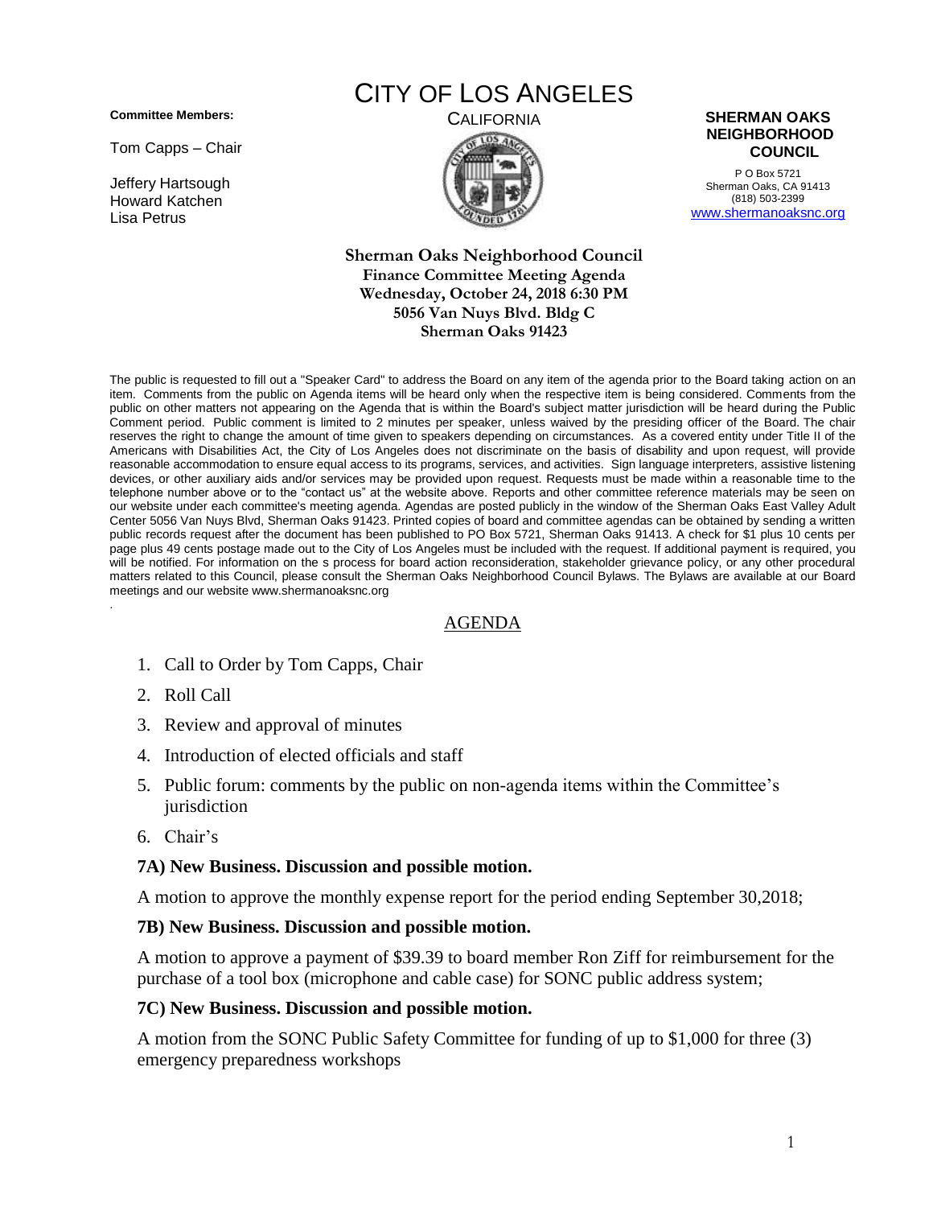# CITY OF LOS ANGELES

CALIFORNIA

**Committee Members:**

Tom Capps – Chair

Jeffery Hartsough
Howard Katchen
Lisa Petrus

**SHERMAN OAKS NEIGHBORHOOD COUNCIL**

P O Box 5721
Sherman Oaks, CA 91413
(818) 503-2399
www.shermanoaksnc.org

**Sherman Oaks Neighborhood Council**
**Finance Committee Meeting Agenda**
**Wednesday, October 24, 2018 6:30 PM**
**5056 Van Nuys Blvd. Bldg C**
**Sherman Oaks 91423**

The public is requested to fill out a "Speaker Card" to address the Board on any item of the agenda prior to the Board taking action on an item. Comments from the public on Agenda items will be heard only when the respective item is being considered. Comments from the public on other matters not appearing on the Agenda that is within the Board's subject matter jurisdiction will be heard during the Public Comment period. Public comment is limited to 2 minutes per speaker, unless waived by the presiding officer of the Board. The chair reserves the right to change the amount of time given to speakers depending on circumstances. As a covered entity under Title II of the Americans with Disabilities Act, the City of Los Angeles does not discriminate on the basis of disability and upon request, will provide reasonable accommodation to ensure equal access to its programs, services, and activities. Sign language interpreters, assistive listening devices, or other auxiliary aids and/or services may be provided upon request. Requests must be made within a reasonable time to the telephone number above or to the "contact us" at the website above. Reports and other committee reference materials may be seen on our website under each committee's meeting agenda. Agendas are posted publicly in the window of the Sherman Oaks East Valley Adult Center 5056 Van Nuys Blvd, Sherman Oaks 91423. Printed copies of board and committee agendas can be obtained by sending a written public records request after the document has been published to PO Box 5721, Sherman Oaks 91413. A check for $1 plus 10 cents per page plus 49 cents postage made out to the City of Los Angeles must be included with the request. If additional payment is required, you will be notified. For information on the s process for board action reconsideration, stakeholder grievance policy, or any other procedural matters related to this Council, please consult the Sherman Oaks Neighborhood Council Bylaws. The Bylaws are available at our Board meetings and our website www.shermanoaksnc.org

## AGENDA

1. Call to Order by Tom Capps, Chair
2. Roll Call
3. Review and approval of minutes
4. Introduction of elected officials and staff
5. Public forum: comments by the public on non-agenda items within the Committee's jurisdiction
6. Chair's

**7A) New Business. Discussion and possible motion.**

A motion to approve the monthly expense report for the period ending September 30,2018;

**7B) New Business. Discussion and possible motion.**

A motion to approve a payment of $39.39 to board member Ron Ziff for reimbursement for the purchase of a tool box (microphone and cable case) for SONC public address system;

**7C) New Business. Discussion and possible motion.**

A motion from the SONC Public Safety Committee for funding of up to $1,000 for three (3) emergency preparedness workshops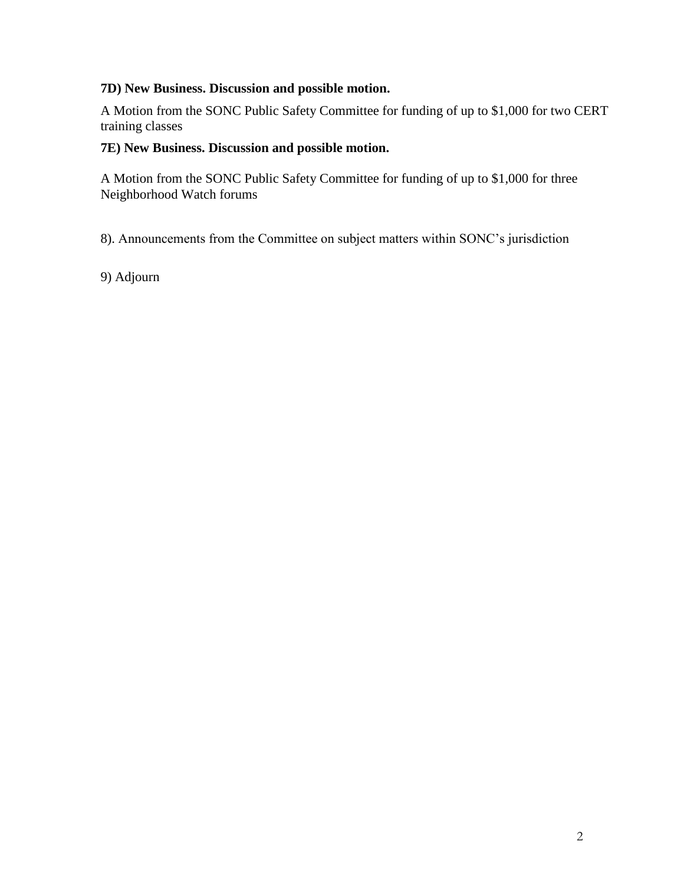**7D) New Business. Discussion and possible motion.**

A Motion from the SONC Public Safety Committee for funding of up to $1,000 for two CERT training classes

**7E) New Business. Discussion and possible motion.**

A Motion from the SONC Public Safety Committee for funding of up to $1,000 for three Neighborhood Watch forums

8). Announcements from the Committee on subject matters within SONC's jurisdiction

9) Adjourn